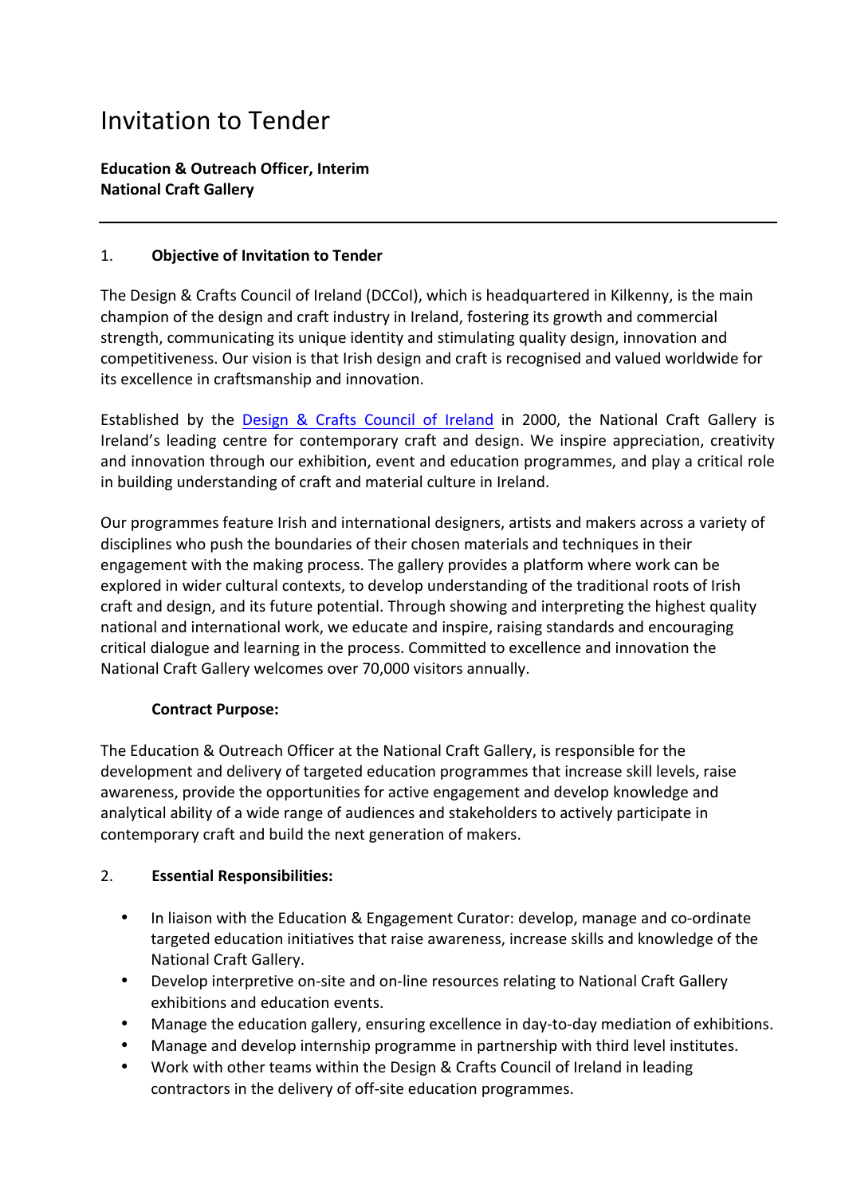# Invitation to Tender

**Education & Outreach Officer, Interim**
**National Craft Gallery**

---

1. **Objective of Invitation to Tender**

The Design & Crafts Council of Ireland (DCCoI), which is headquartered in Kilkenny, is the main champion of the design and craft industry in Ireland, fostering its growth and commercial strength, communicating its unique identity and stimulating quality design, innovation and competitiveness. Our vision is that Irish design and craft is recognised and valued worldwide for its excellence in craftsmanship and innovation.

Established by the Design & Crafts Council of Ireland in 2000, the National Craft Gallery is Ireland's leading centre for contemporary craft and design. We inspire appreciation, creativity and innovation through our exhibition, event and education programmes, and play a critical role in building understanding of craft and material culture in Ireland.

Our programmes feature Irish and international designers, artists and makers across a variety of disciplines who push the boundaries of their chosen materials and techniques in their engagement with the making process. The gallery provides a platform where work can be explored in wider cultural contexts, to develop understanding of the traditional roots of Irish craft and design, and its future potential. Through showing and interpreting the highest quality national and international work, we educate and inspire, raising standards and encouraging critical dialogue and learning in the process. Committed to excellence and innovation the National Craft Gallery welcomes over 70,000 visitors annually.

**Contract Purpose:**

The Education & Outreach Officer at the National Craft Gallery, is responsible for the development and delivery of targeted education programmes that increase skill levels, raise awareness, provide the opportunities for active engagement and develop knowledge and analytical ability of a wide range of audiences and stakeholders to actively participate in contemporary craft and build the next generation of makers.

2. **Essential Responsibilities:**

- In liaison with the Education & Engagement Curator: develop, manage and co-ordinate targeted education initiatives that raise awareness, increase skills and knowledge of the National Craft Gallery.
- Develop interpretive on-site and on-line resources relating to National Craft Gallery exhibitions and education events.
- Manage the education gallery, ensuring excellence in day-to-day mediation of exhibitions.
- Manage and develop internship programme in partnership with third level institutes.
- Work with other teams within the Design & Crafts Council of Ireland in leading contractors in the delivery of off-site education programmes.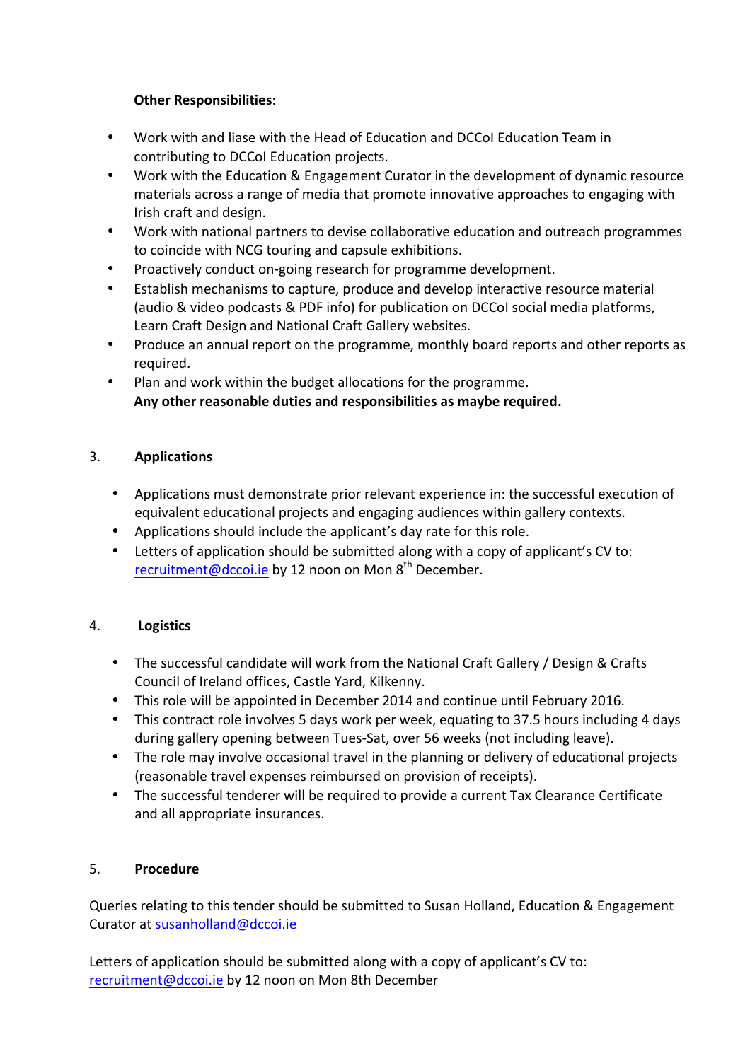**Other Responsibilities:**

- Work with and liase with the Head of Education and DCCoI Education Team in contributing to DCCoI Education projects.
- Work with the Education & Engagement Curator in the development of dynamic resource materials across a range of media that promote innovative approaches to engaging with Irish craft and design.
- Work with national partners to devise collaborative education and outreach programmes to coincide with NCG touring and capsule exhibitions.
- Proactively conduct on-going research for programme development.
- Establish mechanisms to capture, produce and develop interactive resource material (audio & video podcasts & PDF info) for publication on DCCoI social media platforms, Learn Craft Design and National Craft Gallery websites.
- Produce an annual report on the programme, monthly board reports and other reports as required.
- Plan and work within the budget allocations for the programme.

**Any other reasonable duties and responsibilities as maybe required.**

## 3. Applications

- Applications must demonstrate prior relevant experience in: the successful execution of equivalent educational projects and engaging audiences within gallery contexts.
- Applications should include the applicant's day rate for this role.
- Letters of application should be submitted along with a copy of applicant's CV to: recruitment@dccoi.ie by 12 noon on Mon 8th December.

## 4. Logistics

- The successful candidate will work from the National Craft Gallery / Design & Crafts Council of Ireland offices, Castle Yard, Kilkenny.
- This role will be appointed in December 2014 and continue until February 2016.
- This contract role involves 5 days work per week, equating to 37.5 hours including 4 days during gallery opening between Tues-Sat, over 56 weeks (not including leave).
- The role may involve occasional travel in the planning or delivery of educational projects (reasonable travel expenses reimbursed on provision of receipts).
- The successful tenderer will be required to provide a current Tax Clearance Certificate and all appropriate insurances.

## 5. Procedure

Queries relating to this tender should be submitted to Susan Holland, Education & Engagement Curator at susanholland@dccoi.ie

Letters of application should be submitted along with a copy of applicant's CV to: recruitment@dccoi.ie by 12 noon on Mon 8th December